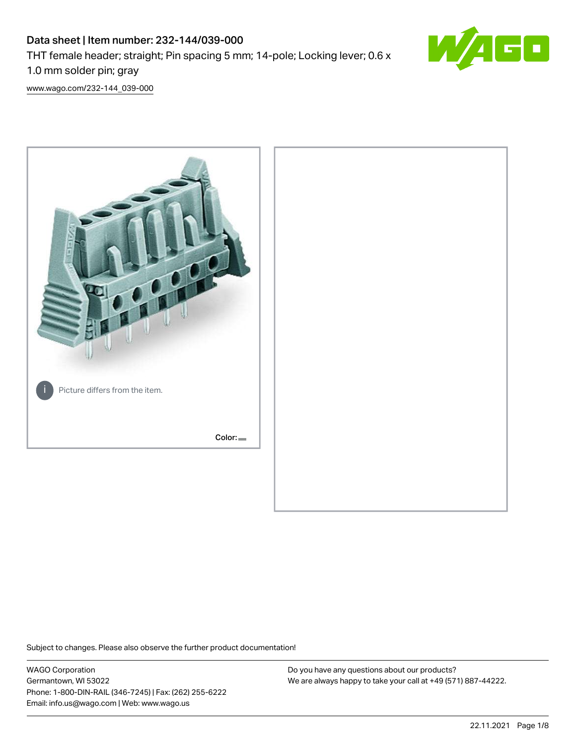# Data sheet | Item number: 232-144/039-000

THT female header; straight; Pin spacing 5 mm; 14-pole; Locking lever; 0.6 x 1.0 mm solder pin; gray

[www.wago.com/232-144_039-000](www.wago.com/232-144_039-000)

Picture differs from the item.

Color:

Subject to changes. Please also observe the further product documentation!

WAGO Corporation
Germantown, WI 53022
Phone: 1-800-DIN-RAIL (346-7245) | Fax: (262) 255-6222
Email: info.us@wago.com | Web: www.wago.us

Do you have any questions about our products?
We are always happy to take your call at +49 (571) 887-44222.

22.11.2021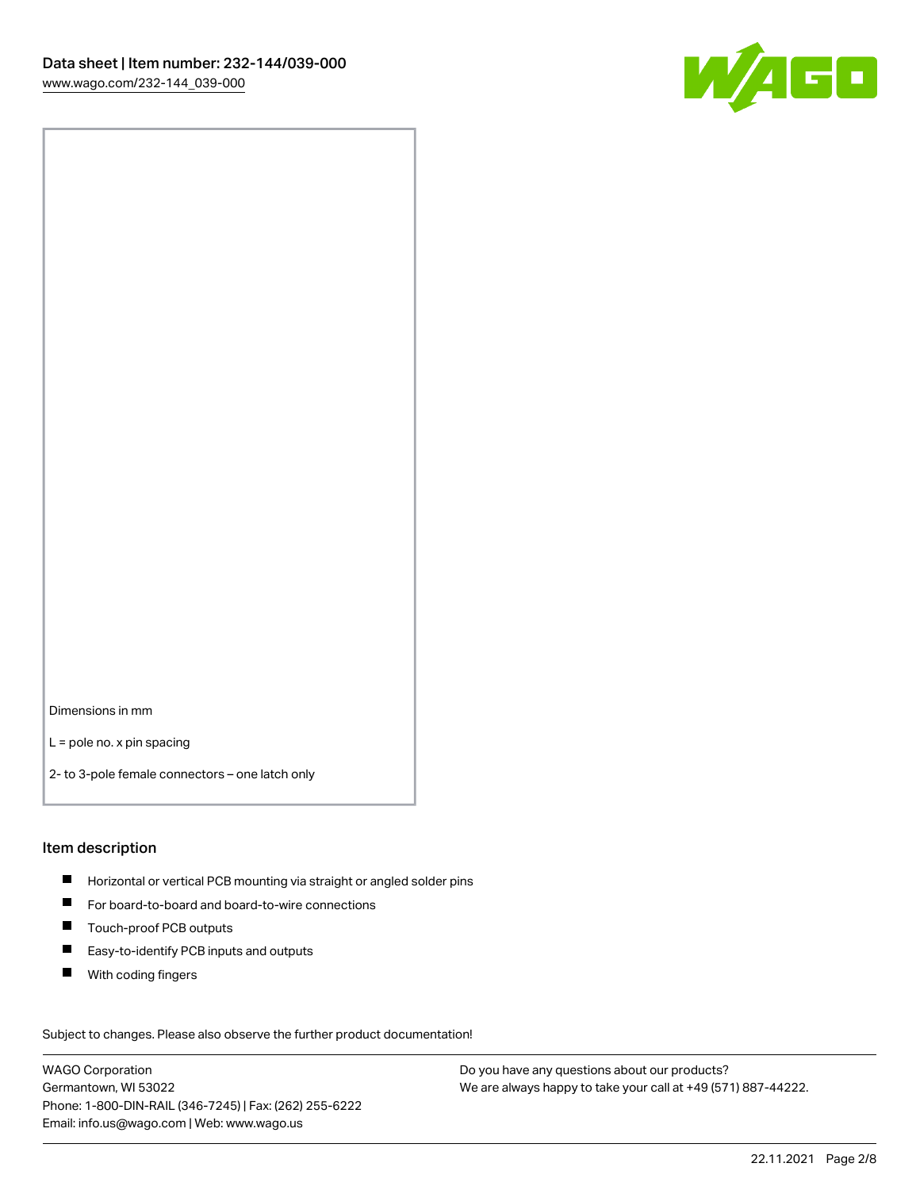Dimensions in mm

L = pole no. x pin spacing

2- to 3-pole female connectors – one latch only

## Item description

- Horizontal or vertical PCB mounting via straight or angled solder pins
- For board-to-board and board-to-wire connections
- Touch-proof PCB outputs
- Easy-to-identify PCB inputs and outputs
- With coding fingers

Subject to changes. Please also observe the further product documentation!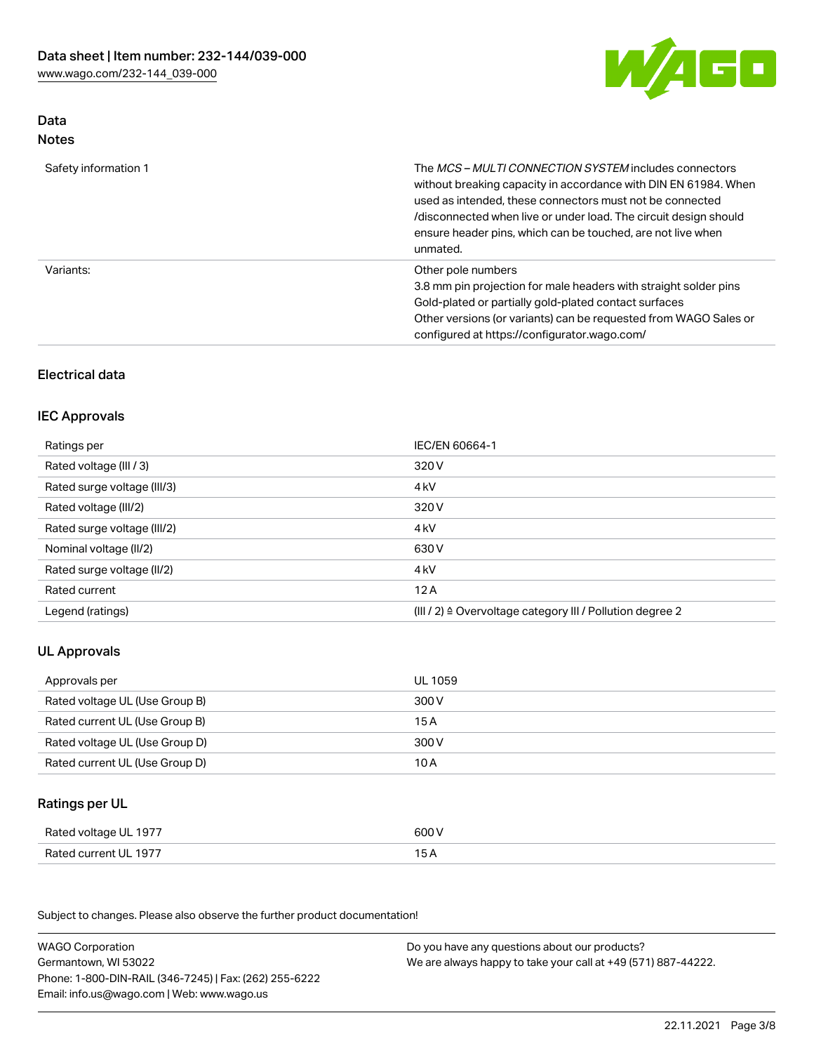## Data

### Notes

| | |
|---|---|
| Safety information 1 | The *MCS – MULTI CONNECTION SYSTEM* includes connectors without breaking capacity in accordance with DIN EN 61984. When used as intended, these connectors must not be connected /disconnected when live or under load. The circuit design should ensure header pins, which can be touched, are not live when unmated. |
| Variants: | Other pole numbers<br>3.8 mm pin projection for male headers with straight solder pins<br>Gold-plated or partially gold-plated contact surfaces<br>Other versions (or variants) can be requested from WAGO Sales or configured at https://configurator.wago.com/ |

## Electrical data

### IEC Approvals

| | |
|---|---|
| Ratings per | IEC/EN 60664-1 |
| Rated voltage (III / 3) | 320 V |
| Rated surge voltage (III/3) | 4 kV |
| Rated voltage (III/2) | 320 V |
| Rated surge voltage (III/2) | 4 kV |
| Nominal voltage (II/2) | 630 V |
| Rated surge voltage (II/2) | 4 kV |
| Rated current | 12 A |
| Legend (ratings) | (III / 2) ≙ Overvoltage category III / Pollution degree 2 |

### UL Approvals

| | |
|---|---|
| Approvals per | UL 1059 |
| Rated voltage UL (Use Group B) | 300 V |
| Rated current UL (Use Group B) | 15 A |
| Rated voltage UL (Use Group D) | 300 V |
| Rated current UL (Use Group D) | 10 A |

### Ratings per UL

| | |
|---|---|
| Rated voltage UL 1977 | 600 V |
| Rated current UL 1977 | 15 A |

Subject to changes. Please also observe the further product documentation!

WAGO Corporation
Germantown, WI 53022
Phone: 1-800-DIN-RAIL (346-7245) | Fax: (262) 255-6222
Email: info.us@wago.com | Web: www.wago.us

Do you have any questions about our products?
We are always happy to take your call at +49 (571) 887-44222.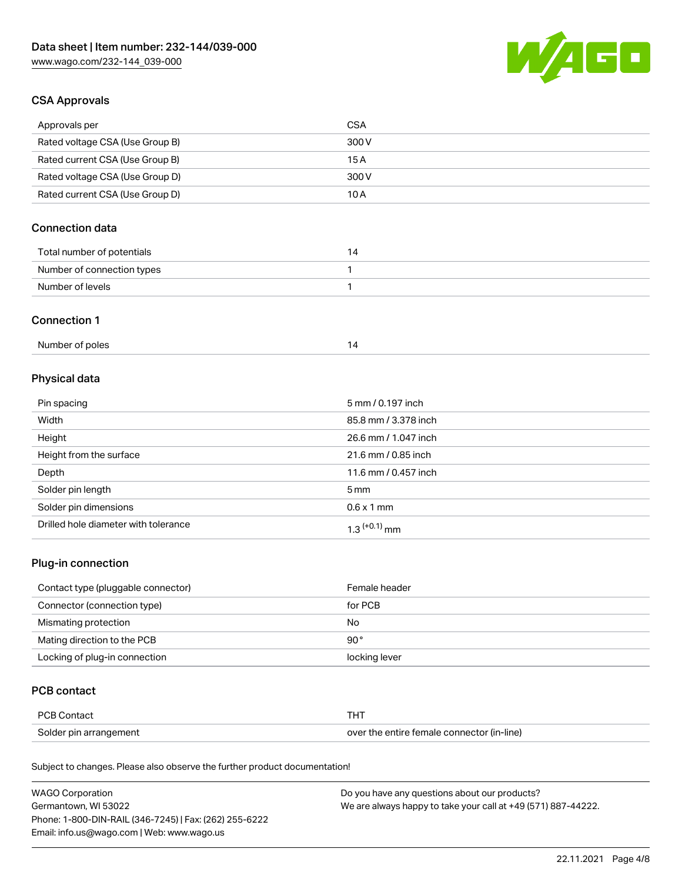## CSA Approvals

| Approvals per | CSA |
|---|---|
| Rated voltage CSA (Use Group B) | 300 V |
| Rated current CSA (Use Group B) | 15 A |
| Rated voltage CSA (Use Group D) | 300 V |
| Rated current CSA (Use Group D) | 10 A |

## Connection data

| Total number of potentials | 14 |
|---|---|
| Number of connection types | 1 |
| Number of levels | 1 |

## Connection 1

| Number of poles | 14 |
|---|---|

## Physical data

| Pin spacing | 5 mm / 0.197 inch |
|---|---|
| Width | 85.8 mm / 3.378 inch |
| Height | 26.6 mm / 1.047 inch |
| Height from the surface | 21.6 mm / 0.85 inch |
| Depth | 11.6 mm / 0.457 inch |
| Solder pin length | 5 mm |
| Solder pin dimensions | 0.6 x 1 mm |
| Drilled hole diameter with tolerance | $1.3^{(+0.1)}$ mm |

## Plug-in connection

| Contact type (pluggable connector) | Female header |
|---|---|
| Connector (connection type) | for PCB |
| Mismating protection | No |
| Mating direction to the PCB | 90° |
| Locking of plug-in connection | locking lever |

## PCB contact

| PCB Contact | THT |
|---|---|
| Solder pin arrangement | over the entire female connector (in-line) |

Subject to changes. Please also observe the further product documentation!

WAGO Corporation
Germantown, WI 53022
Phone: 1-800-DIN-RAIL (346-7245) | Fax: (262) 255-6222
Email: info.us@wago.com | Web: www.wago.us

Do you have any questions about our products?
We are always happy to take your call at +49 (571) 887-44222.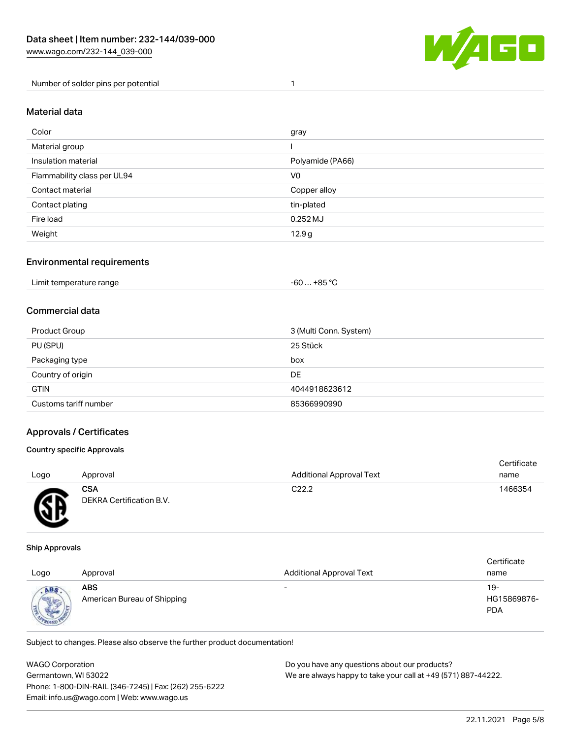| Number of solder pins per potential | 1 |
|---|---|

## Material data

| Color | gray |
|---|---|
| Material group | I |
| Insulation material | Polyamide (PA66) |
| Flammability class per UL94 | V0 |
| Contact material | Copper alloy |
| Contact plating | tin-plated |
| Fire load | 0.252 MJ |
| Weight | 12.9 g |

## Environmental requirements

| Limit temperature range | -60 … +85 °C |
|---|---|

## Commercial data

| Product Group | 3 (Multi Conn. System) |
|---|---|
| PU (SPU) | 25 Stück |
| Packaging type | box |
| Country of origin | DE |
| GTIN | 4044918623612 |
| Customs tariff number | 85366990990 |

## Approvals / Certificates

### Country specific Approvals

| Logo | Approval | Additional Approval Text | Certificate name |
|---|---|---|---|
| | **CSA** DEKRA Certification B.V. | C22.2 | 1466354 |

### Ship Approvals

| Logo | Approval | Additional Approval Text | Certificate name |
|---|---|---|---|
| | **ABS** American Bureau of Shipping | - | 19-HG15869876-PDA |

Subject to changes. Please also observe the further product documentation!

WAGO Corporation
Germantown, WI 53022
Phone: 1-800-DIN-RAIL (346-7245) | Fax: (262) 255-6222
Email: info.us@wago.com | Web: www.wago.us

Do you have any questions about our products?
We are always happy to take your call at +49 (571) 887-44222.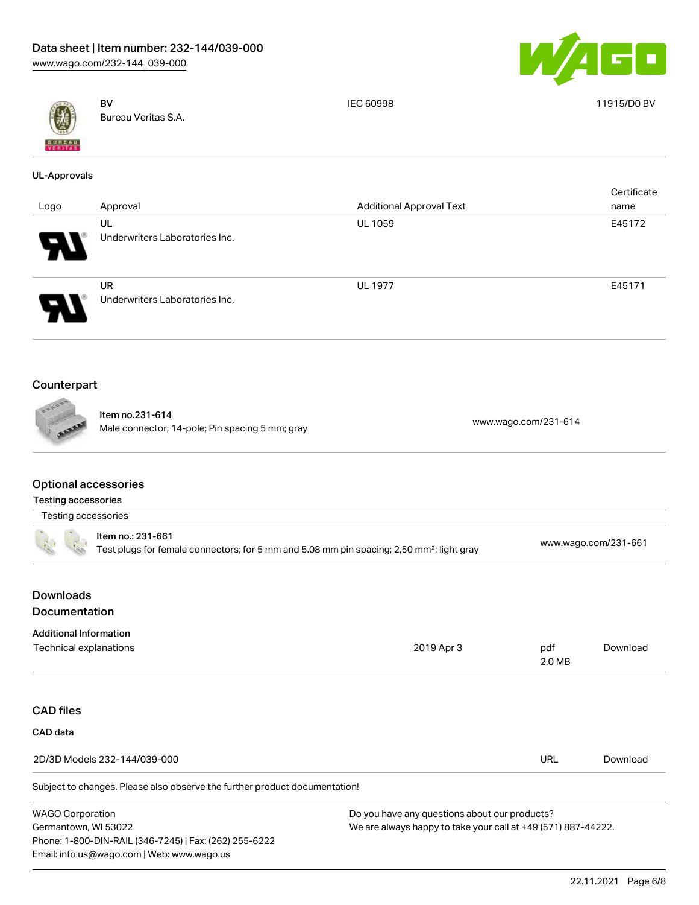| | BV<br>Bureau Veritas S.A. | IEC 60998 | 11915/D0 BV |
|---|---|---|---|

### UL-Approvals

| Logo | Approval | Additional Approval Text | Certificate name |
|---|---|---|---|
| | UL<br>Underwriters Laboratories Inc. | UL 1059 | E45172 |
| | UR<br>Underwriters Laboratories Inc. | UL 1977 | E45171 |

## Counterpart

| | | |
|---|---|---|
| | Item no.231-614<br>Male connector; 14-pole; Pin spacing 5 mm; gray | www.wago.com/231-614 |

## Optional accessories

### Testing accessories

| Testing accessories | | |
|---|---|---|
| | Item no.: 231-661<br>Test plugs for female connectors; for 5 mm and 5.08 mm pin spacing; 2,50 mm²; light gray | www.wago.com/231-661 |

## Downloads

## Documentation

### Additional Information

| | | | |
|---|---|---|---|
| Technical explanations | 2019 Apr 3 | pdf<br>2.0 MB | Download |

## CAD files

### CAD data

| | | |
|---|---|---|
| 2D/3D Models 232-144/039-000 | URL | Download |

Subject to changes. Please also observe the further product documentation!

WAGO Corporation
Germantown, WI 53022
Phone: 1-800-DIN-RAIL (346-7245) | Fax: (262) 255-6222
Email: info.us@wago.com | Web: www.wago.us

Do you have any questions about our products?
We are always happy to take your call at +49 (571) 887-44222.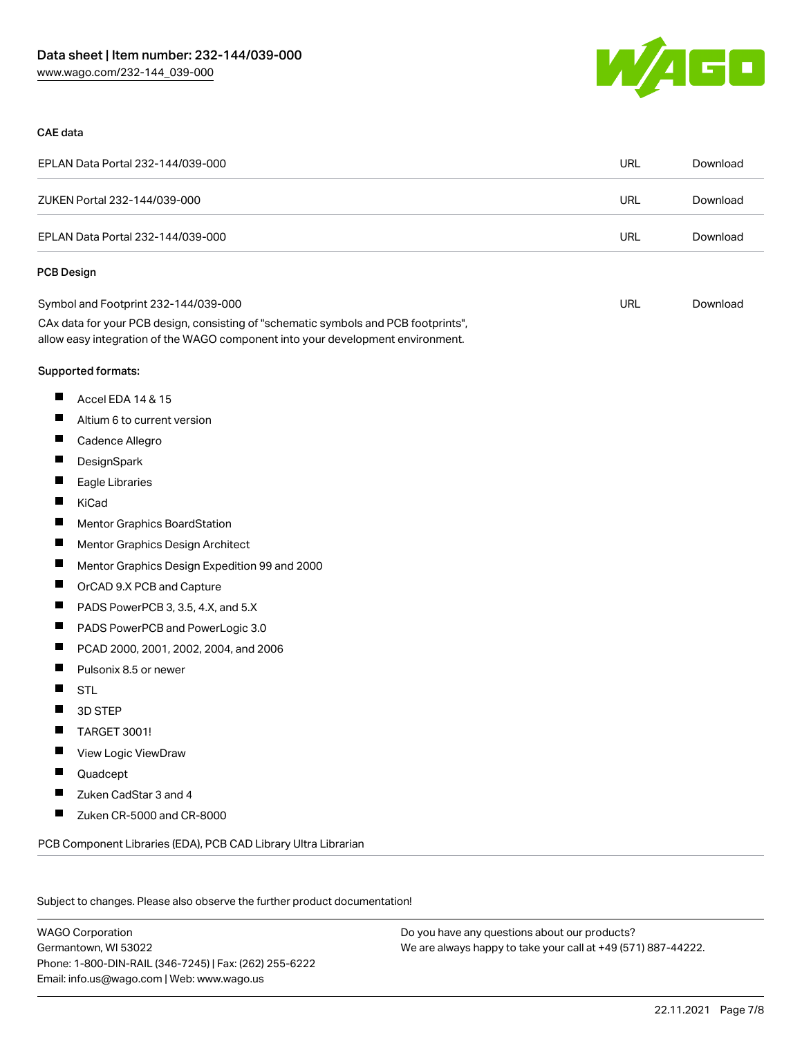### CAE data

| | | |
|---|---|---|
| EPLAN Data Portal 232-144/039-000 | URL | Download |
| ZUKEN Portal 232-144/039-000 | URL | Download |
| EPLAN Data Portal 232-144/039-000 | URL | Download |

### PCB Design

| | | |
|---|---|---|
| Symbol and Footprint 232-144/039-000 | URL | Download |

CAx data for your PCB design, consisting of "schematic symbols and PCB footprints", allow easy integration of the WAGO component into your development environment.

Supported formats:

- Accel EDA 14 & 15
- Altium 6 to current version
- Cadence Allegro
- DesignSpark
- Eagle Libraries
- KiCad
- Mentor Graphics BoardStation
- Mentor Graphics Design Architect
- Mentor Graphics Design Expedition 99 and 2000
- OrCAD 9.X PCB and Capture
- PADS PowerPCB 3, 3.5, 4.X, and 5.X
- PADS PowerPCB and PowerLogic 3.0
- PCAD 2000, 2001, 2002, 2004, and 2006
- Pulsonix 8.5 or newer
- STL
- 3D STEP
- TARGET 3001!
- View Logic ViewDraw
- Quadcept
- Zuken CadStar 3 and 4
- Zuken CR-5000 and CR-8000

PCB Component Libraries (EDA), PCB CAD Library Ultra Librarian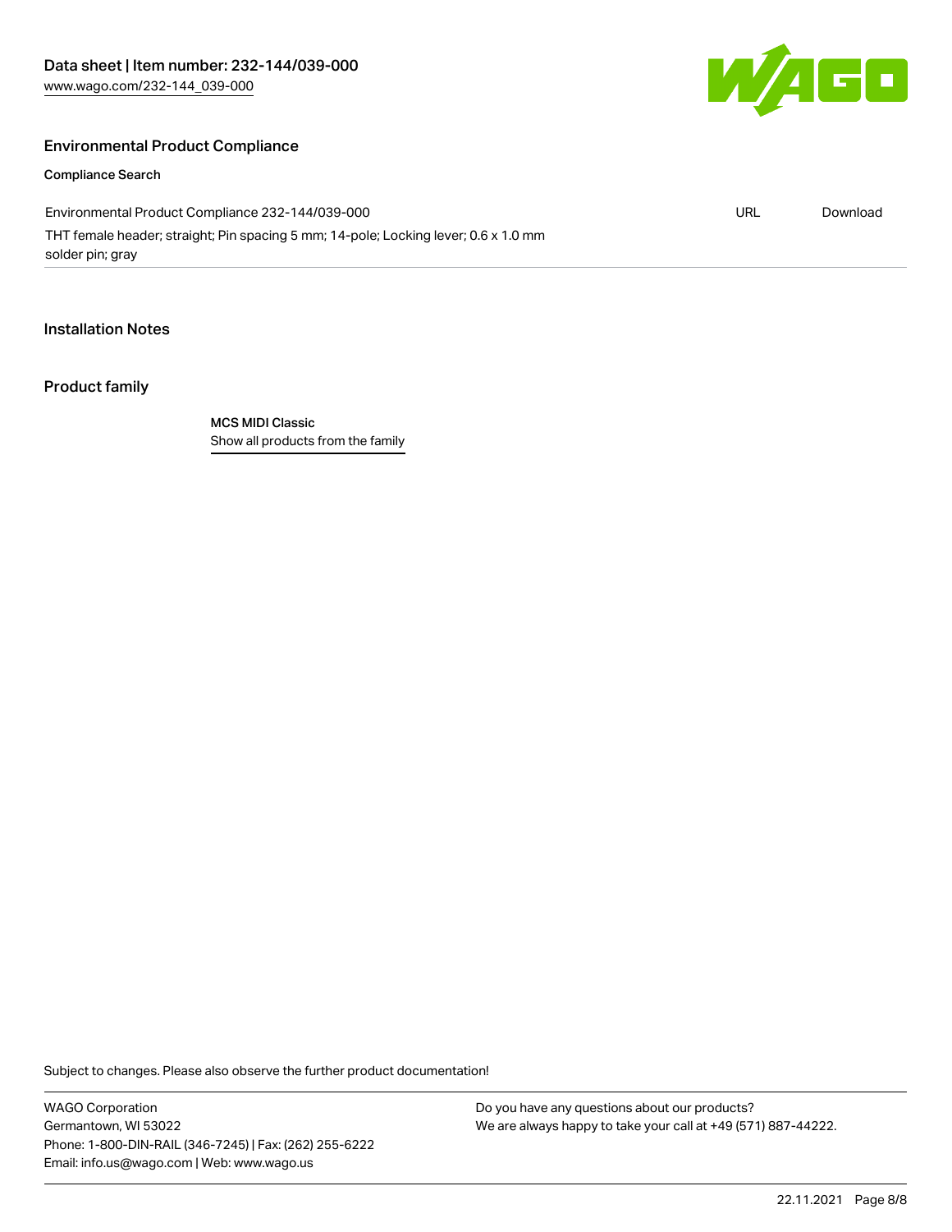## Environmental Product Compliance

**Compliance Search**

| | | |
|---|---|---|
| Environmental Product Compliance 232-144/039-000<br>THT female header; straight; Pin spacing 5 mm; 14-pole; Locking lever; 0.6 x 1.0 mm solder pin; gray | URL | Download |

## Installation Notes

## Product family

**MCS MIDI Classic**
Show all products from the family

Subject to changes. Please also observe the further product documentation!

WAGO Corporation
Germantown, WI 53022
Phone: 1-800-DIN-RAIL (346-7245) | Fax: (262) 255-6222
Email: info.us@wago.com | Web: www.wago.us

Do you have any questions about our products?
We are always happy to take your call at +49 (571) 887-44222.

22.11.2021